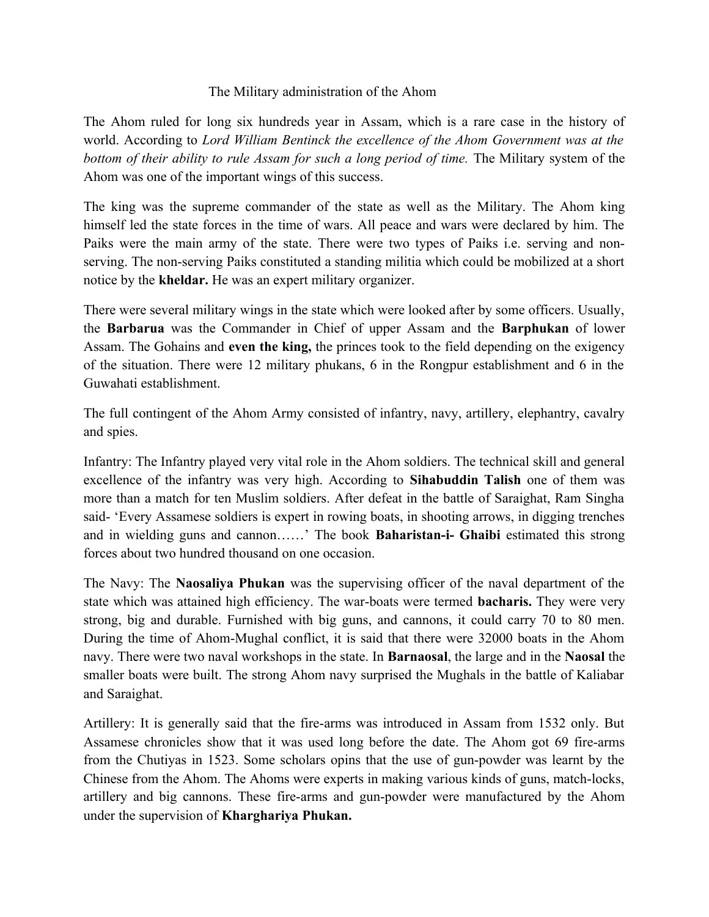# The Military administration of the Ahom

The Ahom ruled for long six hundreds year in Assam, which is a rare case in the history of world. According to *Lord William Bentinck the excellence of the Ahom Government was at the bottom of their ability to rule Assam for such a long period of time.* The Military system of the Ahom was one of the important wings of this success.

The king was the supreme commander of the state as well as the Military. The Ahom king himself led the state forces in the time of wars. All peace and wars were declared by him. The Paiks were the main army of the state. There were two types of Paiks i.e. serving and non-serving. The non-serving Paiks constituted a standing militia which could be mobilized at a short notice by the **kheldar.** He was an expert military organizer.

There were several military wings in the state which were looked after by some officers. Usually, the **Barbarua** was the Commander in Chief of upper Assam and the **Barphukan** of lower Assam. The Gohains and **even the king,** the princes took to the field depending on the exigency of the situation. There were 12 military phukans, 6 in the Rongpur establishment and 6 in the Guwahati establishment.

The full contingent of the Ahom Army consisted of infantry, navy, artillery, elephantry, cavalry and spies.

Infantry: The Infantry played very vital role in the Ahom soldiers. The technical skill and general excellence of the infantry was very high. According to **Sihabuddin Talish** one of them was more than a match for ten Muslim soldiers. After defeat in the battle of Saraighat, Ram Singha said- 'Every Assamese soldiers is expert in rowing boats, in shooting arrows, in digging trenches and in wielding guns and cannon……' The book **Baharistan-i- Ghaibi** estimated this strong forces about two hundred thousand on one occasion.

The Navy: The **Naosaliya Phukan** was the supervising officer of the naval department of the state which was attained high efficiency. The war-boats were termed **bacharis.** They were very strong, big and durable. Furnished with big guns, and cannons, it could carry 70 to 80 men. During the time of Ahom-Mughal conflict, it is said that there were 32000 boats in the Ahom navy. There were two naval workshops in the state. In **Barnaosal**, the large and in the **Naosal** the smaller boats were built. The strong Ahom navy surprised the Mughals in the battle of Kaliabar and Saraighat.

Artillery: It is generally said that the fire-arms was introduced in Assam from 1532 only. But Assamese chronicles show that it was used long before the date. The Ahom got 69 fire-arms from the Chutiyas in 1523. Some scholars opins that the use of gun-powder was learnt by the Chinese from the Ahom. The Ahoms were experts in making various kinds of guns, match-locks, artillery and big cannons. These fire-arms and gun-powder were manufactured by the Ahom under the supervision of **Kharghariya Phukan.**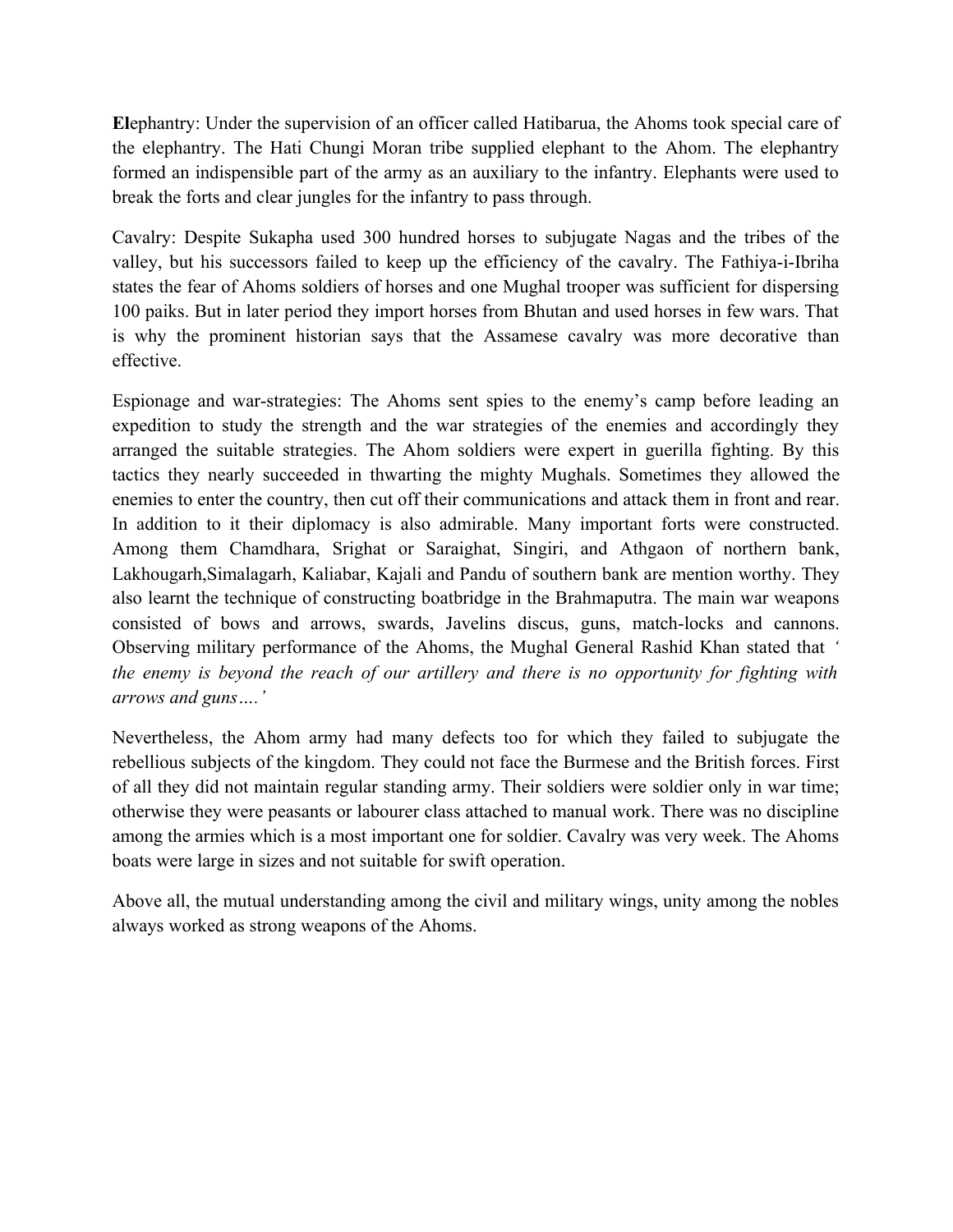**El**ephantry: Under the supervision of an officer called Hatibarua, the Ahoms took special care of the elephantry. The Hati Chungi Moran tribe supplied elephant to the Ahom. The elephantry formed an indispensible part of the army as an auxiliary to the infantry. Elephants were used to break the forts and clear jungles for the infantry to pass through.

Cavalry: Despite Sukapha used 300 hundred horses to subjugate Nagas and the tribes of the valley, but his successors failed to keep up the efficiency of the cavalry. The Fathiya-i-Ibriha states the fear of Ahoms soldiers of horses and one Mughal trooper was sufficient for dispersing 100 paiks. But in later period they import horses from Bhutan and used horses in few wars. That is why the prominent historian says that the Assamese cavalry was more decorative than effective.

Espionage and war-strategies: The Ahoms sent spies to the enemy's camp before leading an expedition to study the strength and the war strategies of the enemies and accordingly they arranged the suitable strategies. The Ahom soldiers were expert in guerilla fighting. By this tactics they nearly succeeded in thwarting the mighty Mughals. Sometimes they allowed the enemies to enter the country, then cut off their communications and attack them in front and rear. In addition to it their diplomacy is also admirable. Many important forts were constructed. Among them Chamdhara, Srighat or Saraighat, Singiri, and Athgaon of northern bank, Lakhougarh,Simalagarh, Kaliabar, Kajali and Pandu of southern bank are mention worthy. They also learnt the technique of constructing boatbridge in the Brahmaputra. The main war weapons consisted of bows and arrows, swards, Javelins discus, guns, match-locks and cannons. Observing military performance of the Ahoms, the Mughal General Rashid Khan stated that *' the enemy is beyond the reach of our artillery and there is no opportunity for fighting with arrows and guns….'*

Nevertheless, the Ahom army had many defects too for which they failed to subjugate the rebellious subjects of the kingdom. They could not face the Burmese and the British forces. First of all they did not maintain regular standing army. Their soldiers were soldier only in war time; otherwise they were peasants or labourer class attached to manual work. There was no discipline among the armies which is a most important one for soldier. Cavalry was very week. The Ahoms boats were large in sizes and not suitable for swift operation.

Above all, the mutual understanding among the civil and military wings, unity among the nobles always worked as strong weapons of the Ahoms.